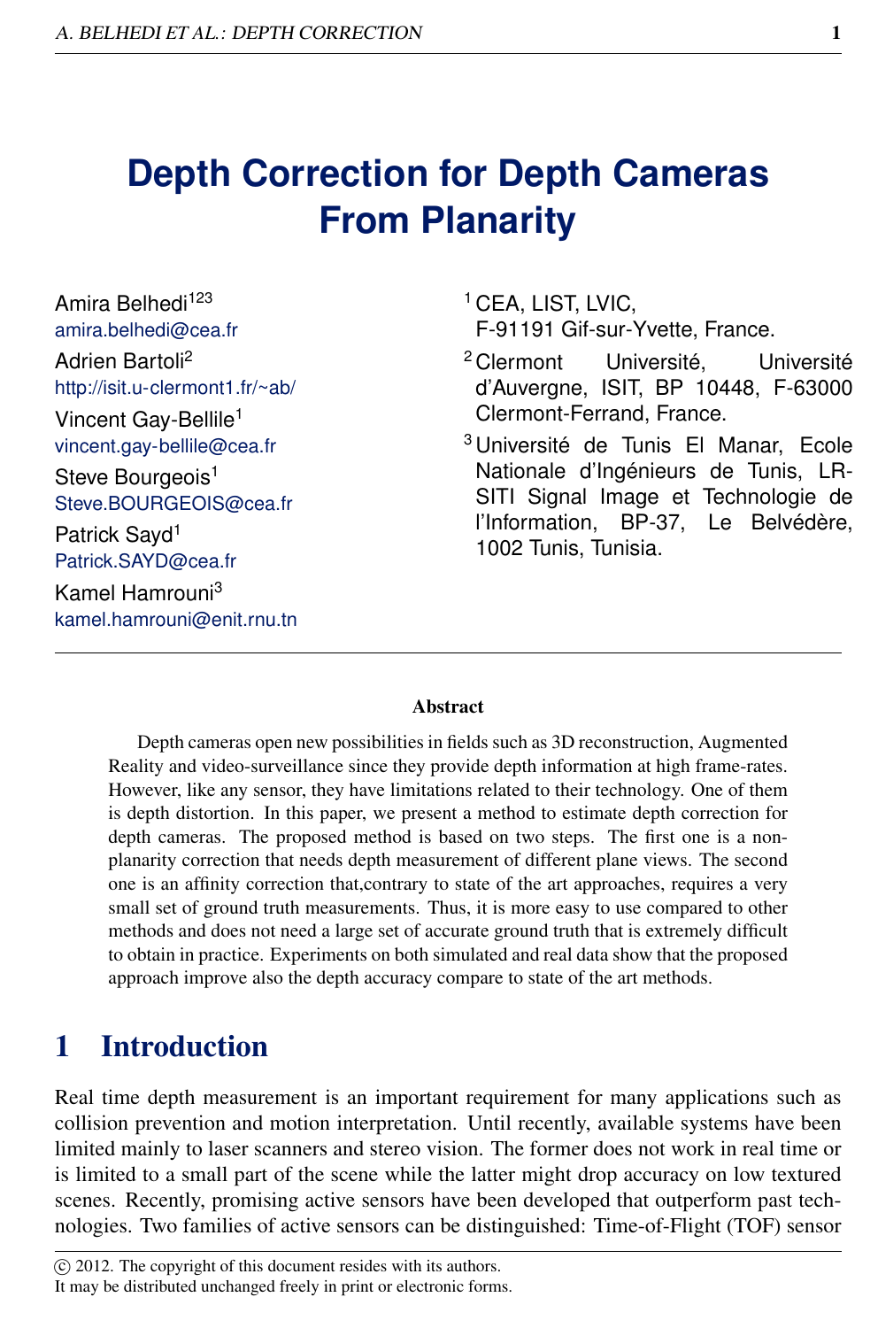# Depth Correction for Depth Cameras From Planarity

Amira Belhedi[123]
amira.belhedi@cea.fr

Adrien Bartoli[2]
http://isit.u-clermont1.fr/~ab/

Vincent Gay-Bellile[1]
vincent.gay-bellile@cea.fr

Steve Bourgeois[1]
Steve.BOURGEOIS@cea.fr

Patrick Sayd[1]
Patrick.SAYD@cea.fr

Kamel Hamrouni[3]
kamel.hamrouni@enit.rnu.tn

[1] CEA, LIST, LVIC, F-91191 Gif-sur-Yvette, France.

[2] Clermont Université, Université d'Auvergne, ISIT, BP 10448, F-63000 Clermont-Ferrand, France.

[3] Université de Tunis El Manar, Ecole Nationale d'Ingénieurs de Tunis, LR-SITI Signal Image et Technologie de l'Information, BP-37, Le Belvédère, 1002 Tunis, Tunisia.

## Abstract

Depth cameras open new possibilities in fields such as 3D reconstruction, Augmented Reality and video-surveillance since they provide depth information at high frame-rates. However, like any sensor, they have limitations related to their technology. One of them is depth distortion. In this paper, we present a method to estimate depth correction for depth cameras. The proposed method is based on two steps. The first one is a non-planarity correction that needs depth measurement of different plane views. The second one is an affinity correction that,contrary to state of the art approaches, requires a very small set of ground truth measurements. Thus, it is more easy to use compared to other methods and does not need a large set of accurate ground truth that is extremely difficult to obtain in practice. Experiments on both simulated and real data show that the proposed approach improve also the depth accuracy compare to state of the art methods.

## 1 Introduction

Real time depth measurement is an important requirement for many applications such as collision prevention and motion interpretation. Until recently, available systems have been limited mainly to laser scanners and stereo vision. The former does not work in real time or is limited to a small part of the scene while the latter might drop accuracy on low textured scenes. Recently, promising active sensors have been developed that outperform past technologies. Two families of active sensors can be distinguished: Time-of-Flight (TOF) sensor

© 2012. The copyright of this document resides with its authors.
It may be distributed unchanged freely in print or electronic forms.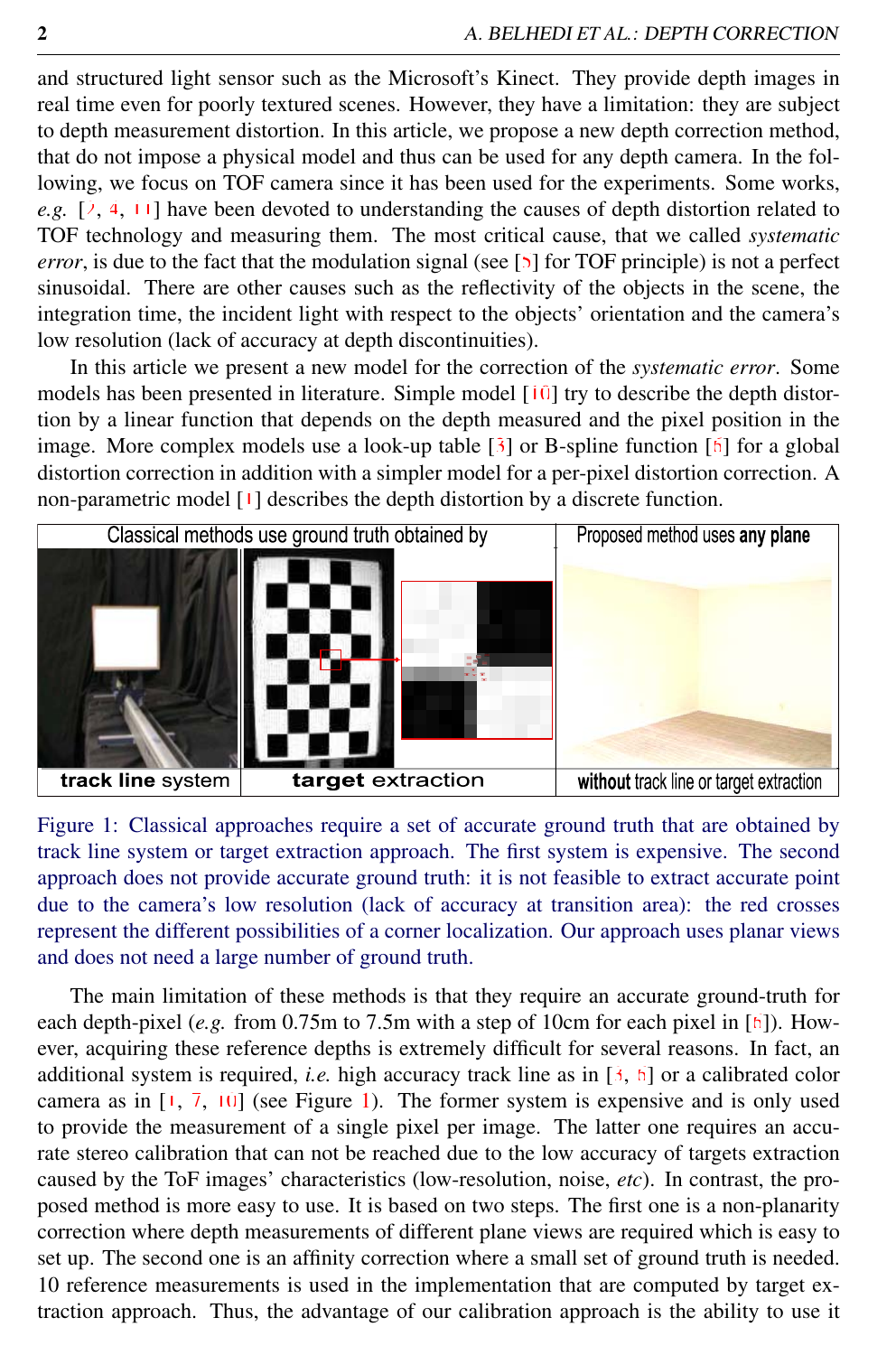and structured light sensor such as the Microsoft's Kinect. They provide depth images in real time even for poorly textured scenes. However, they have a limitation: they are subject to depth measurement distortion. In this article, we propose a new depth correction method, that do not impose a physical model and thus can be used for any depth camera. In the following, we focus on TOF camera since it has been used for the experiments. Some works, *e.g.* [2, 4, 11] have been devoted to understanding the causes of depth distortion related to TOF technology and measuring them. The most critical cause, that we called *systematic error*, is due to the fact that the modulation signal (see [5] for TOF principle) is not a perfect sinusoidal. There are other causes such as the reflectivity of the objects in the scene, the integration time, the incident light with respect to the objects' orientation and the camera's low resolution (lack of accuracy at depth discontinuities).

In this article we present a new model for the correction of the *systematic error*. Some models has been presented in literature. Simple model [10] try to describe the depth distortion by a linear function that depends on the depth measured and the pixel position in the image. More complex models use a look-up table [3] or B-spline function [6] for a global distortion correction in addition with a simpler model for a per-pixel distortion correction. A non-parametric model [1] describes the depth distortion by a discrete function.

Figure 1: Classical approaches require a set of accurate ground truth that are obtained by track line system or target extraction approach. The first system is expensive. The second approach does not provide accurate ground truth: it is not feasible to extract accurate point due to the camera's low resolution (lack of accuracy at transition area): the red crosses represent the different possibilities of a corner localization. Our approach uses planar views and does not need a large number of ground truth.

The main limitation of these methods is that they require an accurate ground-truth for each depth-pixel (*e.g.* from 0.75m to 7.5m with a step of 10cm for each pixel in [6]). However, acquiring these reference depths is extremely difficult for several reasons. In fact, an additional system is required, *i.e.* high accuracy track line as in [3, 6] or a calibrated color camera as in [1, 7, 10] (see Figure 1). The former system is expensive and is only used to provide the measurement of a single pixel per image. The latter one requires an accurate stereo calibration that can not be reached due to the low accuracy of targets extraction caused by the ToF images' characteristics (low-resolution, noise, *etc*). In contrast, the proposed method is more easy to use. It is based on two steps. The first one is a non-planarity correction where depth measurements of different plane views are required which is easy to set up. The second one is an affinity correction where a small set of ground truth is needed. 10 reference measurements is used in the implementation that are computed by target extraction approach. Thus, the advantage of our calibration approach is the ability to use it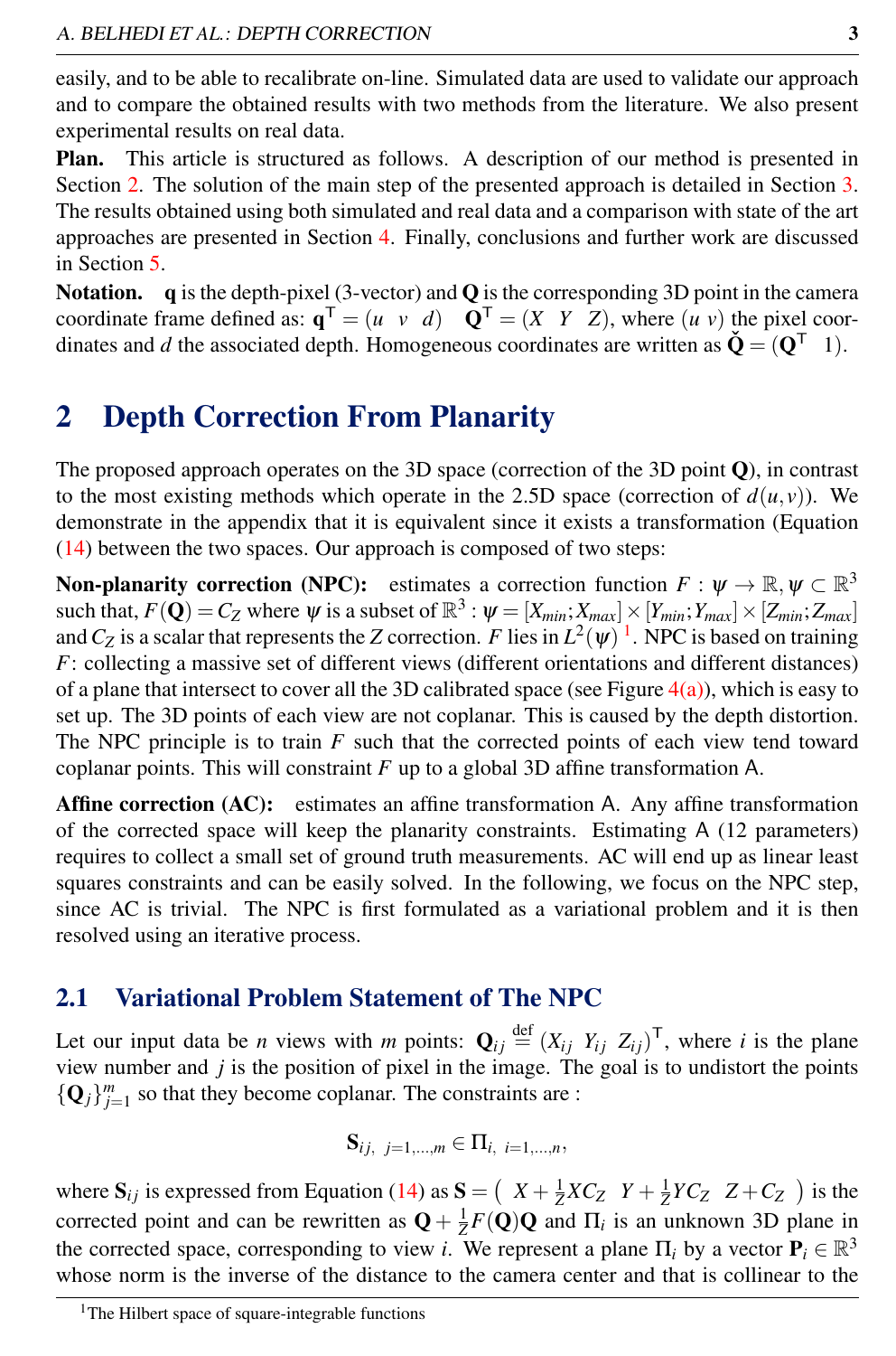easily, and to be able to recalibrate on-line. Simulated data are used to validate our approach and to compare the obtained results with two methods from the literature. We also present experimental results on real data.

**Plan.** This article is structured as follows. A description of our method is presented in Section 2. The solution of the main step of the presented approach is detailed in Section 3. The results obtained using both simulated and real data and a comparison with state of the art approaches are presented in Section 4. Finally, conclusions and further work are discussed in Section 5.

**Notation.** $\mathbf{q}$ is the depth-pixel (3-vector) and $\mathbf{Q}$ is the corresponding 3D point in the camera coordinate frame defined as: $\mathbf{q}^\top = (u \;\; v \;\; d) \quad \mathbf{Q}^\top = (X \;\; Y \;\; Z)$, where $(u \; v)$ the pixel coordinates and $d$ the associated depth. Homogeneous coordinates are written as $\check{\mathbf{Q}} = (\mathbf{Q}^\top \;\; 1)$.

# 2 Depth Correction From Planarity

The proposed approach operates on the 3D space (correction of the 3D point $\mathbf{Q}$), in contrast to the most existing methods which operate in the 2.5D space (correction of $d(u,v)$). We demonstrate in the appendix that it is equivalent since it exists a transformation (Equation (14) between the two spaces. Our approach is composed of two steps:

**Non-planarity correction (NPC):** estimates a correction function $F : \psi \rightarrow \mathbb{R}, \psi \subset \mathbb{R}^3$ such that, $F(\mathbf{Q}) = C_Z$ where $\psi$ is a subset of $\mathbb{R}^3$ : $\psi = [X_{min}; X_{max}] \times [Y_{min}; Y_{max}] \times [Z_{min}; Z_{max}]$ and $C_Z$ is a scalar that represents the $Z$ correction. $F$ lies in $L^2(\psi)$ [1]. NPC is based on training $F$: collecting a massive set of different views (different orientations and different distances) of a plane that intersect to cover all the 3D calibrated space (see Figure 4(a)), which is easy to set up. The 3D points of each view are not coplanar. This is caused by the depth distortion. The NPC principle is to train $F$ such that the corrected points of each view tend toward coplanar points. This will constraint $F$ up to a global 3D affine transformation $\mathsf{A}$.

**Affine correction (AC):** estimates an affine transformation $\mathsf{A}$. Any affine transformation of the corrected space will keep the planarity constraints. Estimating $\mathsf{A}$ (12 parameters) requires to collect a small set of ground truth measurements. AC will end up as linear least squares constraints and can be easily solved. In the following, we focus on the NPC step, since AC is trivial. The NPC is first formulated as a variational problem and it is then resolved using an iterative process.

## 2.1 Variational Problem Statement of The NPC

Let our input data be $n$ views with $m$ points: $\mathbf{Q}_{ij} \stackrel{\text{def}}{=} (X_{ij} \;\; Y_{ij} \;\; Z_{ij})^\top$, where $i$ is the plane view number and $j$ is the position of pixel in the image. The goal is to undistort the points $\{\mathbf{Q}_j\}_{j=1}^m$ so that they become coplanar. The constraints are :

$$\mathbf{S}_{ij,\;\; j=1,\dots,m} \in \Pi_{i,\;\; i=1,\dots,n},$$

where $\mathbf{S}_{ij}$ is expressed from Equation (14) as $\mathbf{S} = \left( \; X + \frac{1}{Z}XC_Z \;\;\; Y + \frac{1}{Z}YC_Z \;\;\; Z + C_Z \; \right)$ is the corrected point and can be rewritten as $\mathbf{Q} + \frac{1}{Z}F(\mathbf{Q})\mathbf{Q}$ and $\Pi_i$ is an unknown 3D plane in the corrected space, corresponding to view $i$. We represent a plane $\Pi_i$ by a vector $\mathbf{P}_i \in \mathbb{R}^3$ whose norm is the inverse of the distance to the camera center and that is collinear to the

[1] The Hilbert space of square-integrable functions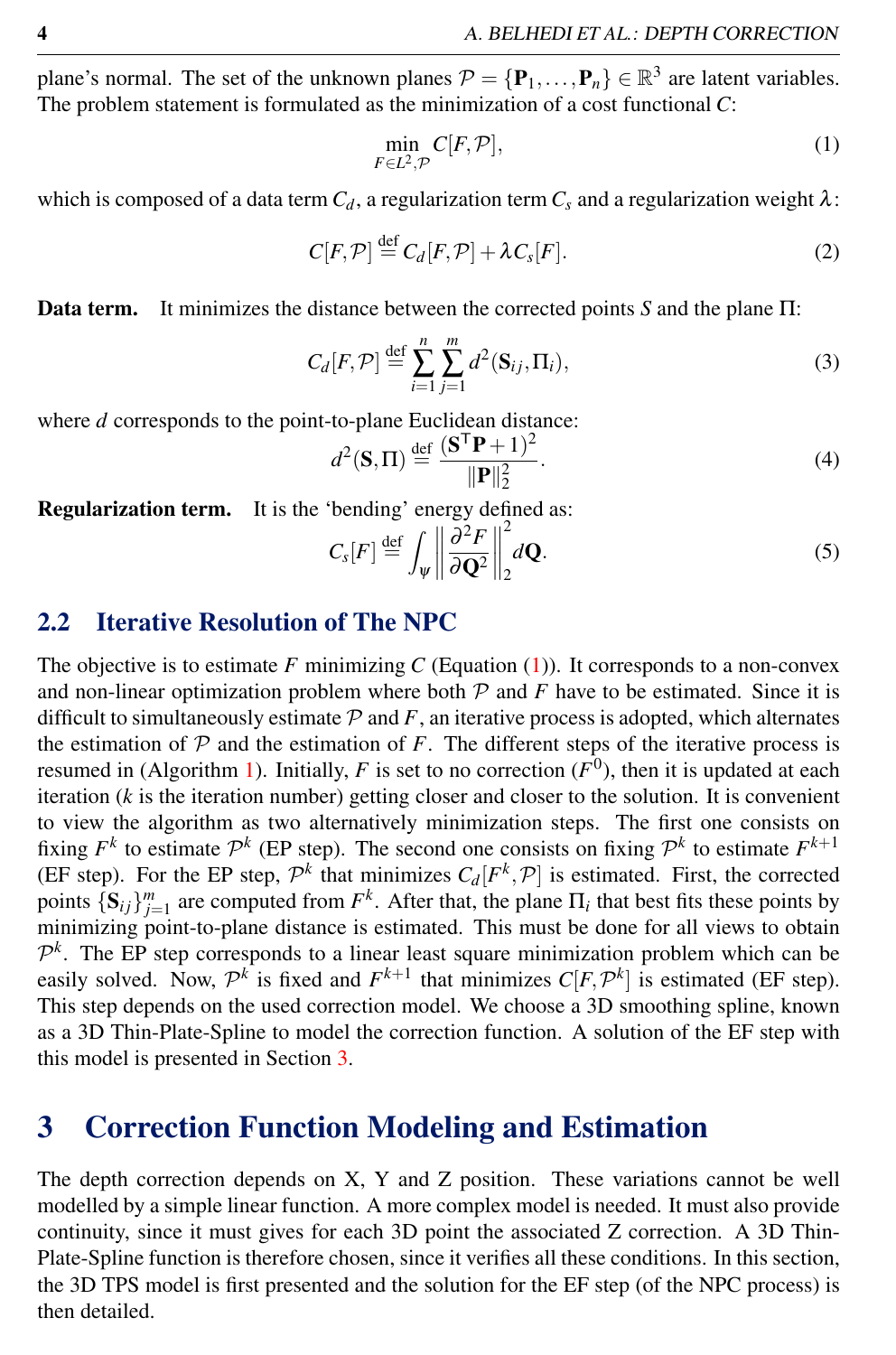plane's normal. The set of the unknown planes $\mathcal{P} = \{\mathbf{P}_1, \ldots, \mathbf{P}_n\} \in \mathbb{R}^3$ are latent variables. The problem statement is formulated as the minimization of a cost functional $C$:

$$\min_{F \in L^2, \mathcal{P}} C[F, \mathcal{P}], \tag{1}$$

which is composed of a data term $C_d$, a regularization term $C_s$ and a regularization weight $\lambda$:

$$C[F, \mathcal{P}] \stackrel{\text{def}}{=} C_d[F, \mathcal{P}] + \lambda C_s[F]. \tag{2}$$

**Data term.** It minimizes the distance between the corrected points $S$ and the plane $\Pi$:

$$C_d[F, \mathcal{P}] \stackrel{\text{def}}{=} \sum_{i=1}^{n} \sum_{j=1}^{m} d^2(\mathbf{S}_{ij}, \Pi_i), \tag{3}$$

where $d$ corresponds to the point-to-plane Euclidean distance:

$$d^2(\mathbf{S}, \Pi) \stackrel{\text{def}}{=} \frac{(\mathbf{S}^\mathsf{T}\mathbf{P} + 1)^2}{\|\mathbf{P}\|_2^2}. \tag{4}$$

**Regularization term.** It is the 'bending' energy defined as:

$$C_s[F] \stackrel{\text{def}}{=} \int_{\psi} \left\| \frac{\partial^2 F}{\partial \mathbf{Q}^2} \right\|_2^2 d\mathbf{Q}. \tag{5}$$

## 2.2 Iterative Resolution of The NPC

The objective is to estimate $F$ minimizing $C$ (Equation (1)). It corresponds to a non-convex and non-linear optimization problem where both $\mathcal{P}$ and $F$ have to be estimated. Since it is difficult to simultaneously estimate $\mathcal{P}$ and $F$, an iterative process is adopted, which alternates the estimation of $\mathcal{P}$ and the estimation of $F$. The different steps of the iterative process is resumed in (Algorithm 1). Initially, $F$ is set to no correction ($F^0$), then it is updated at each iteration ($k$ is the iteration number) getting closer and closer to the solution. It is convenient to view the algorithm as two alternatively minimization steps. The first one consists on fixing $F^k$ to estimate $\mathcal{P}^k$ (EP step). The second one consists on fixing $\mathcal{P}^k$ to estimate $F^{k+1}$ (EF step). For the EP step, $\mathcal{P}^k$ that minimizes $C_d[F^k, \mathcal{P}]$ is estimated. First, the corrected points $\{\mathbf{S}_{ij}\}_{j=1}^m$ are computed from $F^k$. After that, the plane $\Pi_i$ that best fits these points by minimizing point-to-plane distance is estimated. This must be done for all views to obtain $\mathcal{P}^k$. The EP step corresponds to a linear least square minimization problem which can be easily solved. Now, $\mathcal{P}^k$ is fixed and $F^{k+1}$ that minimizes $C[F, \mathcal{P}^k]$ is estimated (EF step). This step depends on the used correction model. We choose a 3D smoothing spline, known as a 3D Thin-Plate-Spline to model the correction function. A solution of the EF step with this model is presented in Section 3.

# 3 Correction Function Modeling and Estimation

The depth correction depends on X, Y and Z position. These variations cannot be well modelled by a simple linear function. A more complex model is needed. It must also provide continuity, since it must gives for each 3D point the associated Z correction. A 3D Thin-Plate-Spline function is therefore chosen, since it verifies all these conditions. In this section, the 3D TPS model is first presented and the solution for the EF step (of the NPC process) is then detailed.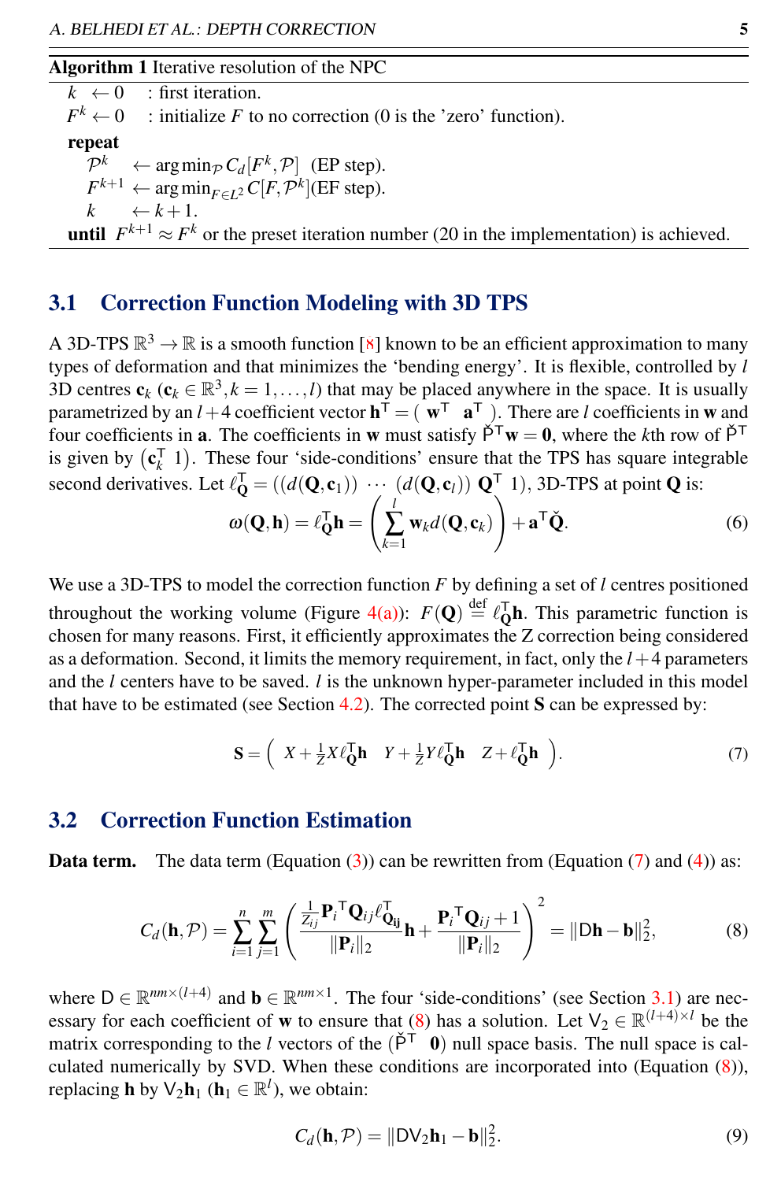**Algorithm 1** Iterative resolution of the NPC

$k \leftarrow 0$ : first iteration.
$F^k \leftarrow 0$ : initialize $F$ to no correction (0 is the 'zero' function).
**repeat**
  $\mathcal{P}^k \leftarrow \arg\min_{\mathcal{P}} C_d[F^k, \mathcal{P}]$ (EP step).
  $F^{k+1} \leftarrow \arg\min_{F \in L^2} C[F, \mathcal{P}^k]$(EF step).
  $k \leftarrow k+1$.
**until** $F^{k+1} \approx F^k$ or the preset iteration number (20 in the implementation) is achieved.

## 3.1 Correction Function Modeling with 3D TPS

A 3D-TPS $\mathbb{R}^3 \to \mathbb{R}$ is a smooth function [8] known to be an efficient approximation to many types of deformation and that minimizes the 'bending energy'. It is flexible, controlled by $l$ 3D centres $\mathbf{c}_k$ ($\mathbf{c}_k \in \mathbb{R}^3, k = 1, \ldots, l$) that may be placed anywhere in the space. It is usually parametrized by an $l+4$ coefficient vector $\mathbf{h}^\top = \begin{pmatrix} \mathbf{w}^\top & \mathbf{a}^\top \end{pmatrix}$. There are $l$ coefficients in $\mathbf{w}$ and four coefficients in $\mathbf{a}$. The coefficients in $\mathbf{w}$ must satisfy $\check{\mathsf{P}}^\top \mathbf{w} = \mathbf{0}$, where the $k$th row of $\check{\mathsf{P}}^\top$ is given by $\begin{pmatrix} \mathbf{c}_k^\top & 1 \end{pmatrix}$. These four 'side-conditions' ensure that the TPS has square integrable second derivatives. Let $\ell_{\mathbf{Q}}^\top = \begin{pmatrix} (d(\mathbf{Q}, \mathbf{c}_1)) & \cdots & (d(\mathbf{Q}, \mathbf{c}_l)) & \mathbf{Q}^\top & 1 \end{pmatrix}$, 3D-TPS at point $\mathbf{Q}$ is:

$$\omega(\mathbf{Q}, \mathbf{h}) = \ell_{\mathbf{Q}}^\top \mathbf{h} = \left( \sum_{k=1}^{l} \mathbf{w}_k d(\mathbf{Q}, \mathbf{c}_k) \right) + \mathbf{a}^\top \check{\mathbf{Q}}. \tag{6}$$

We use a 3D-TPS to model the correction function $F$ by defining a set of $l$ centres positioned throughout the working volume (Figure 4(a)): $F(\mathbf{Q}) \stackrel{\text{def}}{=} \ell_{\mathbf{Q}}^\top \mathbf{h}$. This parametric function is chosen for many reasons. First, it efficiently approximates the Z correction being considered as a deformation. Second, it limits the memory requirement, in fact, only the $l+4$ parameters and the $l$ centers have to be saved. $l$ is the unknown hyper-parameter included in this model that have to be estimated (see Section 4.2). The corrected point $\mathbf{S}$ can be expressed by:

$$\mathbf{S} = \begin{pmatrix} X + \frac{1}{Z} X \ell_{\mathbf{Q}}^\top \mathbf{h} & Y + \frac{1}{Z} Y \ell_{\mathbf{Q}}^\top \mathbf{h} & Z + \ell_{\mathbf{Q}}^\top \mathbf{h} \end{pmatrix}. \tag{7}$$

## 3.2 Correction Function Estimation

**Data term.** The data term (Equation (3)) can be rewritten from (Equation (7) and (4)) as:

$$C_d(\mathbf{h}, \mathcal{P}) = \sum_{i=1}^{n} \sum_{j=1}^{m} \left( \frac{\frac{1}{Z_{ij}} \mathbf{P}_i{}^\top \mathbf{Q}_{ij} \ell_{\mathbf{Q_{ij}}}^\top}{\|\mathbf{P}_i\|_2} \mathbf{h} + \frac{\mathbf{P}_i{}^\top \mathbf{Q}_{ij} + 1}{\|\mathbf{P}_i\|_2} \right)^2 = \|\mathsf{D}\mathbf{h} - \mathbf{b}\|_2^2, \tag{8}$$

where $\mathsf{D} \in \mathbb{R}^{nm \times (l+4)}$ and $\mathbf{b} \in \mathbb{R}^{nm \times 1}$. The four 'side-conditions' (see Section 3.1) are necessary for each coefficient of $\mathbf{w}$ to ensure that (8) has a solution. Let $\mathsf{V}_2 \in \mathbb{R}^{(l+4) \times l}$ be the matrix corresponding to the $l$ vectors of the $\begin{pmatrix} \check{\mathsf{P}}^\top & \mathbf{0} \end{pmatrix}$ null space basis. The null space is calculated numerically by SVD. When these conditions are incorporated into (Equation (8)), replacing $\mathbf{h}$ by $\mathsf{V}_2 \mathbf{h}_1$ ($\mathbf{h}_1 \in \mathbb{R}^l$), we obtain:

$$C_d(\mathbf{h}, \mathcal{P}) = \|\mathsf{D}\mathsf{V}_2 \mathbf{h}_1 - \mathbf{b}\|_2^2. \tag{9}$$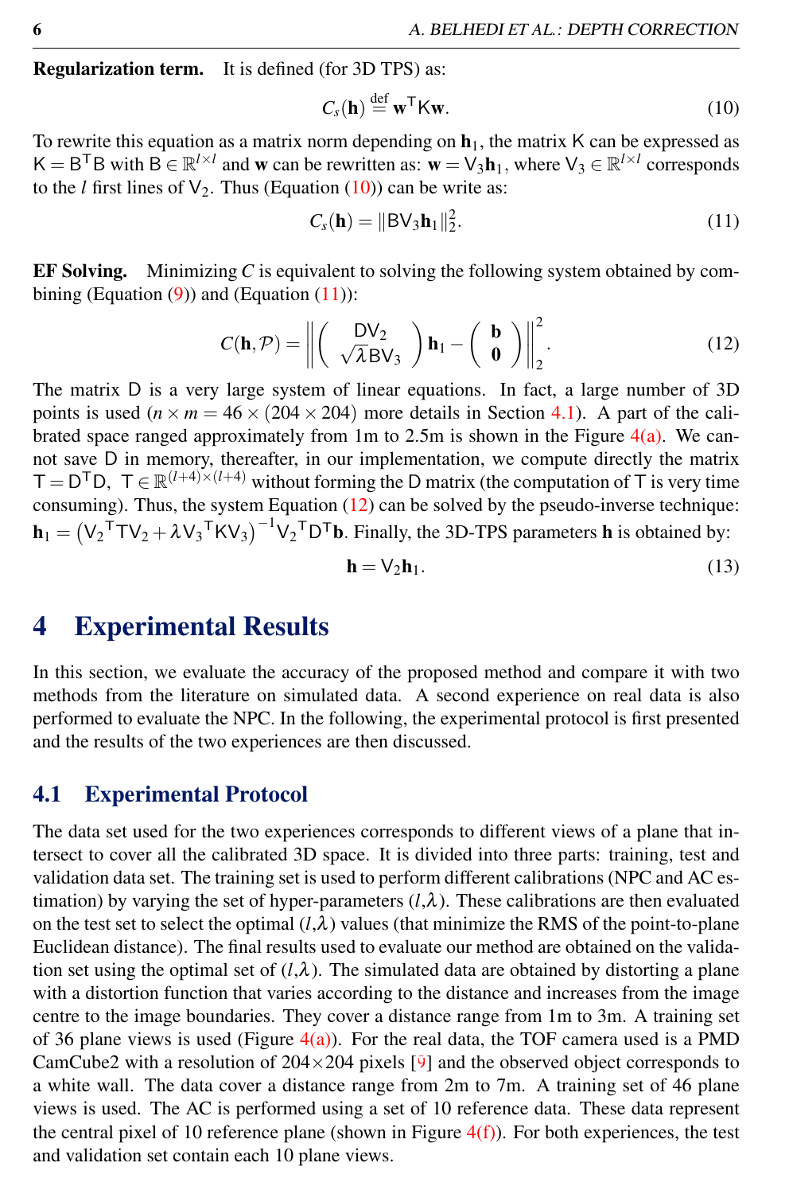**Regularization term.** It is defined (for 3D TPS) as:

$$C_s(\mathbf{h}) \stackrel{\text{def}}{=} \mathbf{w}^{\mathsf{T}}\mathsf{K}\mathbf{w}. \tag{10}$$

To rewrite this equation as a matrix norm depending on $\mathbf{h}_1$, the matrix $\mathsf{K}$ can be expressed as $\mathsf{K} = \mathsf{B}^{\mathsf{T}}\mathsf{B}$ with $\mathsf{B} \in \mathbb{R}^{l \times l}$ and $\mathbf{w}$ can be rewritten as: $\mathbf{w} = \mathsf{V}_3\mathbf{h}_1$, where $\mathsf{V}_3 \in \mathbb{R}^{l \times l}$ corresponds to the $l$ first lines of $\mathsf{V}_2$. Thus (Equation (10)) can be write as:

$$C_s(\mathbf{h}) = \|\mathsf{B}\mathsf{V}_3\mathbf{h}_1\|_2^2. \tag{11}$$

**EF Solving.** Minimizing $C$ is equivalent to solving the following system obtained by combining (Equation (9)) and (Equation (11)):

$$C(\mathbf{h}, \mathcal{P}) = \left\| \begin{pmatrix} \mathsf{D}\mathsf{V}_2 \\ \sqrt{\lambda}\mathsf{B}\mathsf{V}_3 \end{pmatrix} \mathbf{h}_1 - \begin{pmatrix} \mathbf{b} \\ \mathbf{0} \end{pmatrix} \right\|_2^2. \tag{12}$$

The matrix $\mathsf{D}$ is a very large system of linear equations. In fact, a large number of 3D points is used ($n \times m = 46 \times (204 \times 204)$ more details in Section 4.1). A part of the calibrated space ranged approximately from 1m to 2.5m is shown in the Figure 4(a). We cannot save $\mathsf{D}$ in memory, thereafter, in our implementation, we compute directly the matrix $\mathsf{T} = \mathsf{D}^{\mathsf{T}}\mathsf{D}$, $\mathsf{T} \in \mathbb{R}^{(l+4)\times(l+4)}$ without forming the $\mathsf{D}$ matrix (the computation of $\mathsf{T}$ is very time consuming). Thus, the system Equation (12) can be solved by the pseudo-inverse technique: $\mathbf{h}_1 = \left(\mathsf{V}_2{}^{\mathsf{T}}\mathsf{T}\mathsf{V}_2 + \lambda \mathsf{V}_3{}^{\mathsf{T}}\mathsf{K}\mathsf{V}_3\right)^{-1}\mathsf{V}_2{}^{\mathsf{T}}\mathsf{D}^{\mathsf{T}}\mathbf{b}$. Finally, the 3D-TPS parameters $\mathbf{h}$ is obtained by:

$$\mathbf{h} = \mathsf{V}_2\mathbf{h}_1. \tag{13}$$

# 4 Experimental Results

In this section, we evaluate the accuracy of the proposed method and compare it with two methods from the literature on simulated data. A second experience on real data is also performed to evaluate the NPC. In the following, the experimental protocol is first presented and the results of the two experiences are then discussed.

## 4.1 Experimental Protocol

The data set used for the two experiences corresponds to different views of a plane that intersect to cover all the calibrated 3D space. It is divided into three parts: training, test and validation data set. The training set is used to perform different calibrations (NPC and AC estimation) by varying the set of hyper-parameters ($l$,$\lambda$). These calibrations are then evaluated on the test set to select the optimal ($l$,$\lambda$) values (that minimize the RMS of the point-to-plane Euclidean distance). The final results used to evaluate our method are obtained on the validation set using the optimal set of ($l$,$\lambda$). The simulated data are obtained by distorting a plane with a distortion function that varies according to the distance and increases from the image centre to the image boundaries. They cover a distance range from 1m to 3m. A training set of 36 plane views is used (Figure 4(a)). For the real data, the TOF camera used is a PMD CamCube2 with a resolution of 204×204 pixels [9] and the observed object corresponds to a white wall. The data cover a distance range from 2m to 7m. A training set of 46 plane views is used. The AC is performed using a set of 10 reference data. These data represent the central pixel of 10 reference plane (shown in Figure 4(f)). For both experiences, the test and validation set contain each 10 plane views.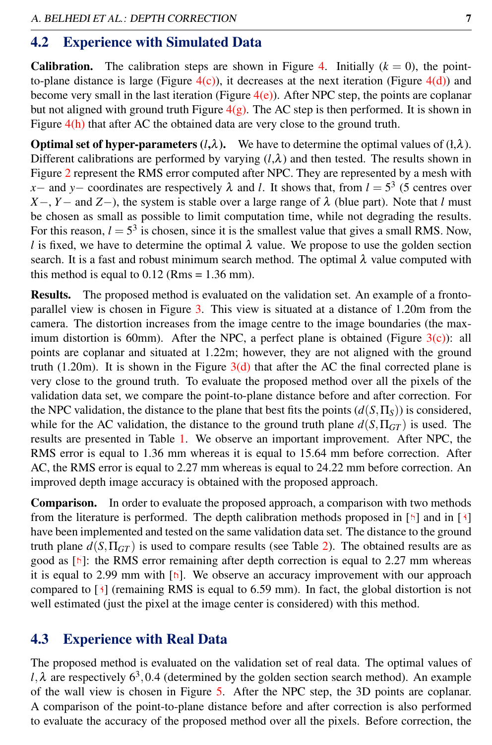## 4.2 Experience with Simulated Data

**Calibration.** The calibration steps are shown in Figure 4. Initially ($k = 0$), the point-to-plane distance is large (Figure 4(c)), it decreases at the next iteration (Figure 4(d)) and become very small in the last iteration (Figure 4(e)). After NPC step, the points are coplanar but not aligned with ground truth Figure 4(g). The AC step is then performed. It is shown in Figure 4(h) that after AC the obtained data are very close to the ground truth.

**Optimal set of hyper-parameters ($l$,$\lambda$).** We have to determine the optimal values of ($l$,$\lambda$). Different calibrations are performed by varying ($l$,$\lambda$) and then tested. The results shown in Figure 2 represent the RMS error computed after NPC. They are represented by a mesh with $x-$ and $y-$ coordinates are respectively $\lambda$ and $l$. It shows that, from $l = 5^3$ (5 centres over $X-$, $Y-$ and $Z-$), the system is stable over a large range of $\lambda$ (blue part). Note that $l$ must be chosen as small as possible to limit computation time, while not degrading the results. For this reason, $l = 5^3$ is chosen, since it is the smallest value that gives a small RMS. Now, $l$ is fixed, we have to determine the optimal $\lambda$ value. We propose to use the golden section search. It is a fast and robust minimum search method. The optimal $\lambda$ value computed with this method is equal to 0.12 (Rms = 1.36 mm).

**Results.** The proposed method is evaluated on the validation set. An example of a fronto-parallel view is chosen in Figure 3. This view is situated at a distance of 1.20m from the camera. The distortion increases from the image centre to the image boundaries (the maximum distortion is 60mm). After the NPC, a perfect plane is obtained (Figure 3(c)): all points are coplanar and situated at 1.22m; however, they are not aligned with the ground truth (1.20m). It is shown in the Figure 3(d) that after the AC the final corrected plane is very close to the ground truth. To evaluate the proposed method over all the pixels of the validation data set, we compare the point-to-plane distance before and after correction. For the NPC validation, the distance to the plane that best fits the points ($d(S,\Pi_S)$) is considered, while for the AC validation, the distance to the ground truth plane $d(S,\Pi_{GT})$ is used. The results are presented in Table 1. We observe an important improvement. After NPC, the RMS error is equal to 1.36 mm whereas it is equal to 15.64 mm before correction. After AC, the RMS error is equal to 2.27 mm whereas is equal to 24.22 mm before correction. An improved depth image accuracy is obtained with the proposed approach.

**Comparison.** In order to evaluate the proposed approach, a comparison with two methods from the literature is performed. The depth calibration methods proposed in [5] and in [3] have been implemented and tested on the same validation data set. The distance to the ground truth plane $d(S,\Pi_{GT})$ is used to compare results (see Table 2). The obtained results are as good as [5]: the RMS error remaining after depth correction is equal to 2.27 mm whereas it is equal to 2.99 mm with [5]. We observe an accuracy improvement with our approach compared to [3] (remaining RMS is equal to 6.59 mm). In fact, the global distortion is not well estimated (just the pixel at the image center is considered) with this method.

## 4.3 Experience with Real Data

The proposed method is evaluated on the validation set of real data. The optimal values of $l,\lambda$ are respectively $6^3, 0.4$ (determined by the golden section search method). An example of the wall view is chosen in Figure 5. After the NPC step, the 3D points are coplanar. A comparison of the point-to-plane distance before and after correction is also performed to evaluate the accuracy of the proposed method over all the pixels. Before correction, the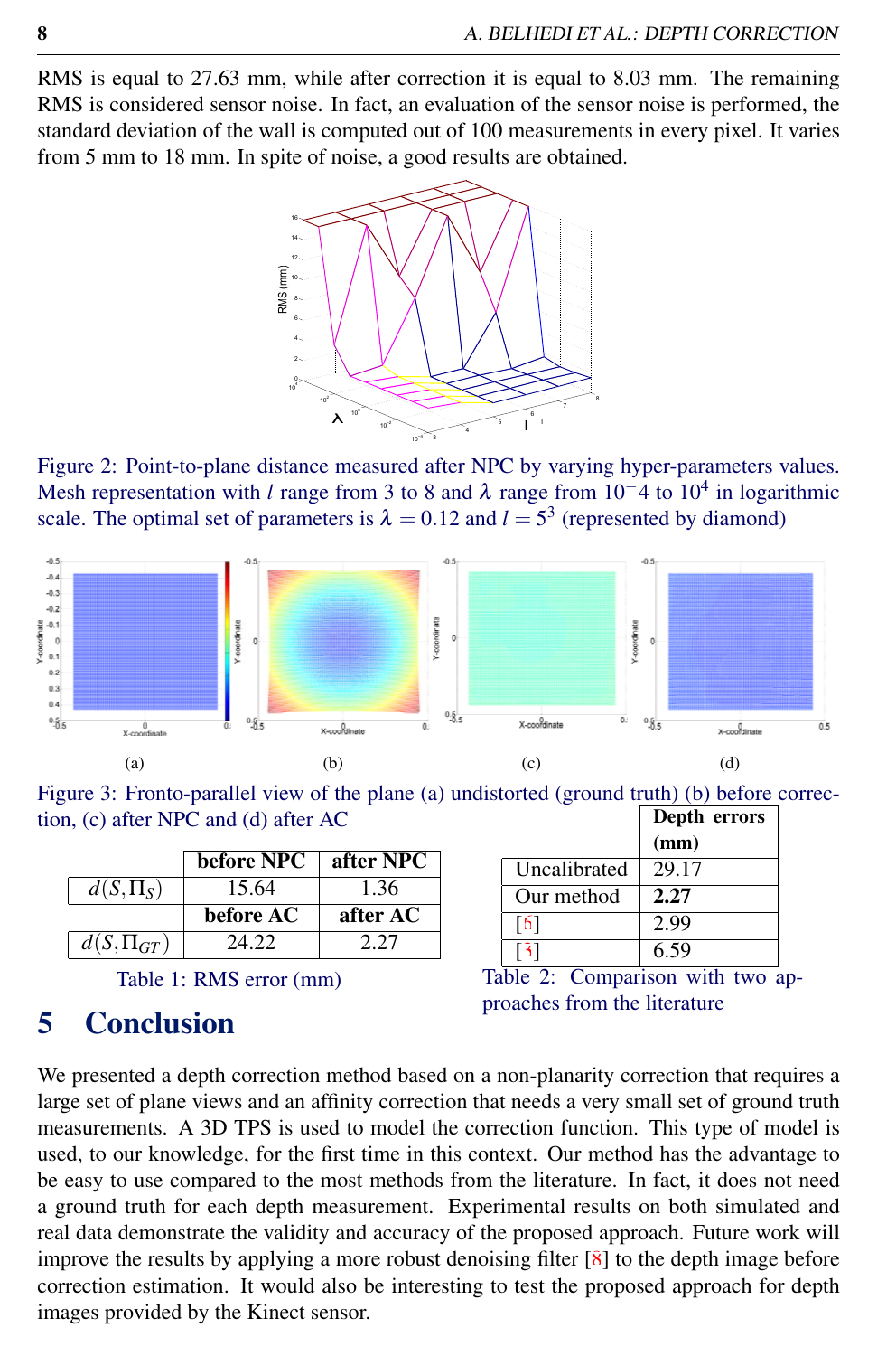RMS is equal to 27.63 mm, while after correction it is equal to 8.03 mm. The remaining RMS is considered sensor noise. In fact, an evaluation of the sensor noise is performed, the standard deviation of the wall is computed out of 100 measurements in every pixel. It varies from 5 mm to 18 mm. In spite of noise, a good results are obtained.

Figure 2: Point-to-plane distance measured after NPC by varying hyper-parameters values. Mesh representation with $l$ range from 3 to 8 and $\lambda$ range from $10^-4$ to $10^4$ in logarithmic scale. The optimal set of parameters is $\lambda = 0.12$ and $l = 5^3$ (represented by diamond)

Figure 3: Fronto-parallel view of the plane (a) undistorted (ground truth) (b) before correction, (c) after NPC and (d) after AC

| | before NPC | after NPC |
|---|---|---|
| $d(S, \Pi_S)$ | 15.64 | 1.36 |
| | before AC | after AC |
| $d(S, \Pi_{GT})$ | 24.22 | 2.27 |

Table 1: RMS error (mm)

| | Depth errors (mm) |
|---|---|
| Uncalibrated | 29.17 |
| Our method | **2.27** |
| [6] | 2.99 |
| [3] | 6.59 |

Table 2: Comparison with two approaches from the literature

# 5 Conclusion

We presented a depth correction method based on a non-planarity correction that requires a large set of plane views and an affinity correction that needs a very small set of ground truth measurements. A 3D TPS is used to model the correction function. This type of model is used, to our knowledge, for the first time in this context. Our method has the advantage to be easy to use compared to the most methods from the literature. In fact, it does not need a ground truth for each depth measurement. Experimental results on both simulated and real data demonstrate the validity and accuracy of the proposed approach. Future work will improve the results by applying a more robust denoising filter [8] to the depth image before correction estimation. It would also be interesting to test the proposed approach for depth images provided by the Kinect sensor.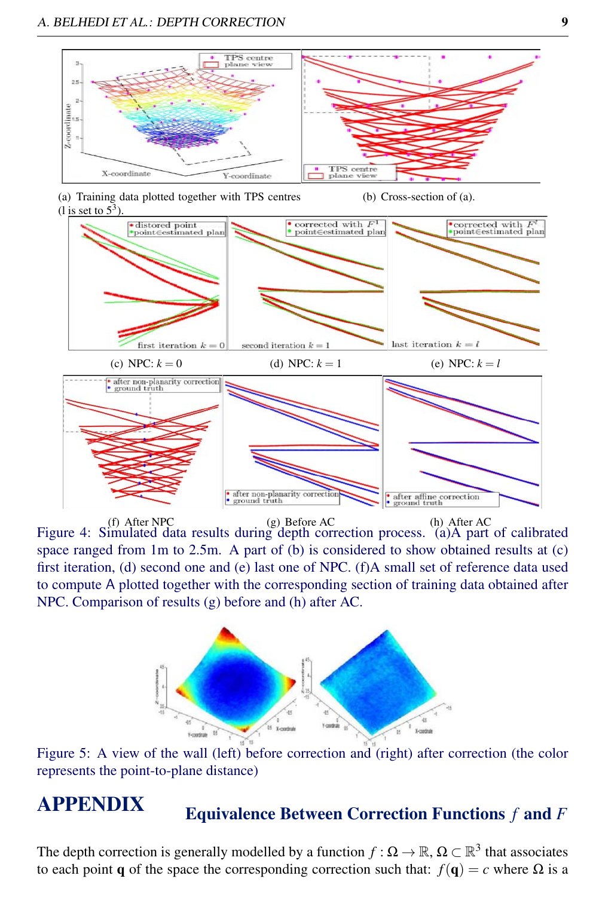(a) Training data plotted together with TPS centres (l is set to $5^3$).

(b) Cross-section of (a).

(c) NPC: $k = 0$

(d) NPC: $k = 1$

(e) NPC: $k = l$

(f) After NPC

(g) Before AC

(h) After AC

Figure 4: Simulated data results during depth correction process. (a)A part of calibrated space ranged from 1m to 2.5m. A part of (b) is considered to show obtained results at (c) first iteration, (d) second one and (e) last one of NPC. (f)A small set of reference data used to compute A plotted together with the corresponding section of training data obtained after NPC. Comparison of results (g) before and (h) after AC.

Figure 5: A view of the wall (left) before correction and (right) after correction (the color represents the point-to-plane distance)

# APPENDIX

## Equivalence Between Correction Functions $f$ and $F$

The depth correction is generally modelled by a function $f : \Omega \rightarrow \mathbb{R}$, $\Omega \subset \mathbb{R}^3$ that associates to each point $\mathbf{q}$ of the space the corresponding correction such that: $f(\mathbf{q}) = c$ where $\Omega$ is a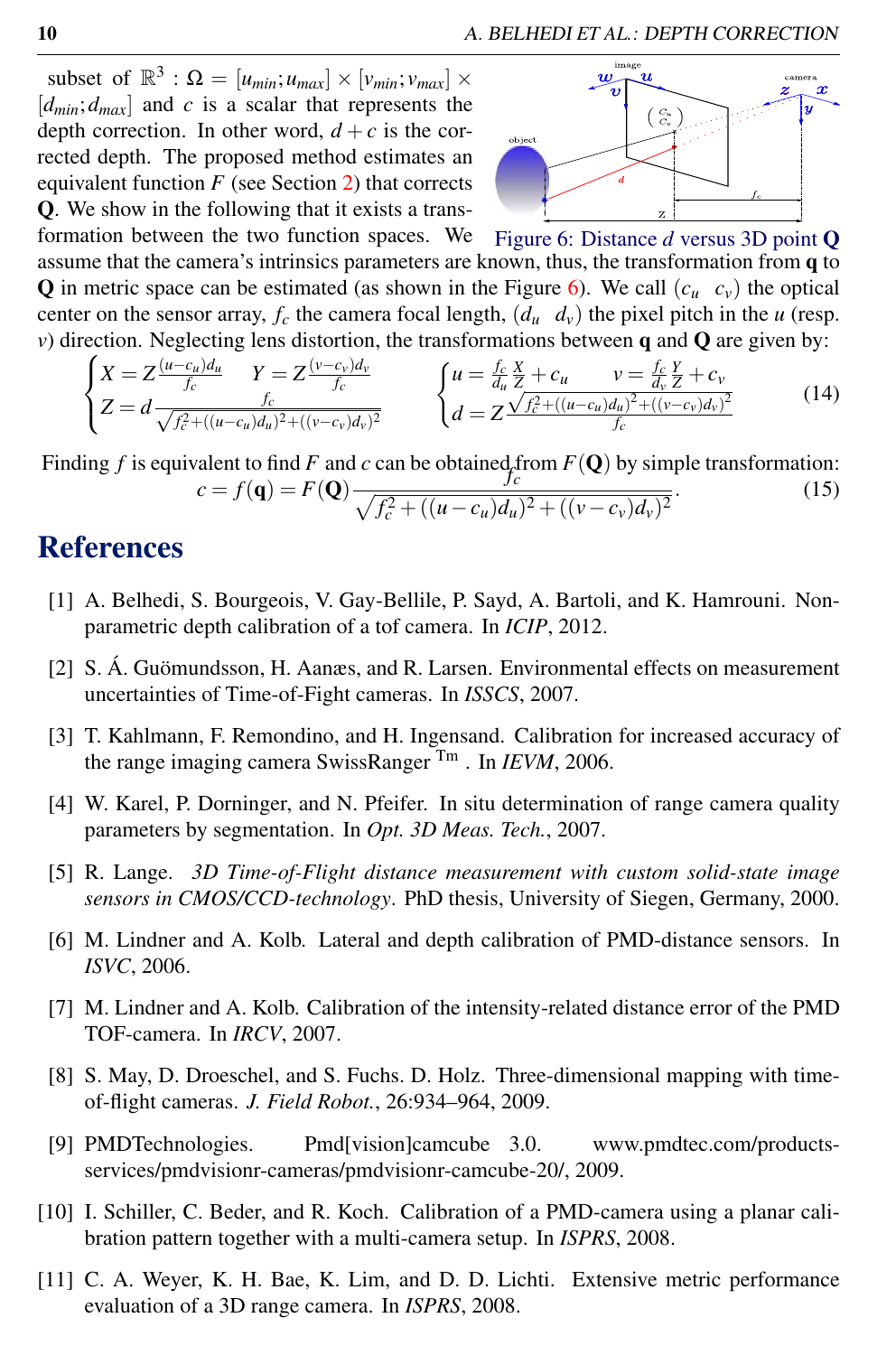subset of $\mathbb{R}^3$ : $\Omega = [u_{min}; u_{max}] \times [v_{min}; v_{max}] \times [d_{min}; d_{max}]$ and $c$ is a scalar that represents the depth correction. In other word, $d + c$ is the corrected depth. The proposed method estimates an equivalent function $F$ (see Section 2) that corrects $\mathbf{Q}$. We show in the following that it exists a transformation between the two function spaces. We assume that the camera's intrinsics parameters are known, thus, the transformation from $\mathbf{q}$ to $\mathbf{Q}$ in metric space can be estimated (as shown in the Figure 6). We call $(c_u \;\; c_v)$ the optical center on the sensor array, $f_c$ the camera focal length, $(d_u \;\; d_v)$ the pixel pitch in the $u$ (resp. $v$) direction. Neglecting lens distortion, the transformations between $\mathbf{q}$ and $\mathbf{Q}$ are given by:

Figure 6: Distance $d$ versus 3D point $\mathbf{Q}$

$$\begin{cases} X = Z\frac{(u-c_u)d_u}{f_c} \quad Y = Z\frac{(v-c_v)d_v}{f_c} \\ Z = d\frac{f_c}{\sqrt{f_c^2+((u-c_u)d_u)^2+((v-c_v)d_v)^2}} \end{cases} \qquad \begin{cases} u = \frac{f_c}{d_u}\frac{X}{Z} + c_u \quad v = \frac{f_c}{d_v}\frac{Y}{Z} + c_v \\ d = Z\frac{\sqrt{f_c^2+((u-c_u)d_u)^2+((v-c_v)d_v)^2}}{f_c} \end{cases} \tag{14}$$

Finding $f$ is equivalent to find $F$ and $c$ can be obtained from $F(\mathbf{Q})$ by simple transformation:

$$c = f(\mathbf{q}) = F(\mathbf{Q})\frac{f_c}{\sqrt{f_c^2 + ((u-c_u)d_u)^2 + ((v-c_v)d_v)^2}}. \tag{15}$$

# References

[1] A. Belhedi, S. Bourgeois, V. Gay-Bellile, P. Sayd, A. Bartoli, and K. Hamrouni. Non-parametric depth calibration of a tof camera. In *ICIP*, 2012.

[2] S. Á. Guömundsson, H. Aanæs, and R. Larsen. Environmental effects on measurement uncertainties of Time-of-Fight cameras. In *ISSCS*, 2007.

[3] T. Kahlmann, F. Remondino, and H. Ingensand. Calibration for increased accuracy of the range imaging camera SwissRanger Tm . In *IEVM*, 2006.

[4] W. Karel, P. Dorninger, and N. Pfeifer. In situ determination of range camera quality parameters by segmentation. In *Opt. 3D Meas. Tech.*, 2007.

[5] R. Lange. *3D Time-of-Flight distance measurement with custom solid-state image sensors in CMOS/CCD-technology*. PhD thesis, University of Siegen, Germany, 2000.

[6] M. Lindner and A. Kolb. Lateral and depth calibration of PMD-distance sensors. In *ISVC*, 2006.

[7] M. Lindner and A. Kolb. Calibration of the intensity-related distance error of the PMD TOF-camera. In *IRCV*, 2007.

[8] S. May, D. Droeschel, and S. Fuchs. D. Holz. Three-dimensional mapping with time-of-flight cameras. *J. Field Robot.*, 26:934–964, 2009.

[9] PMDTechnologies. Pmd[vision]camcube 3.0. www.pmdtec.com/products-services/pmdvisionr-cameras/pmdvisionr-camcube-20/, 2009.

[10] I. Schiller, C. Beder, and R. Koch. Calibration of a PMD-camera using a planar calibration pattern together with a multi-camera setup. In *ISPRS*, 2008.

[11] C. A. Weyer, K. H. Bae, K. Lim, and D. D. Lichti. Extensive metric performance evaluation of a 3D range camera. In *ISPRS*, 2008.